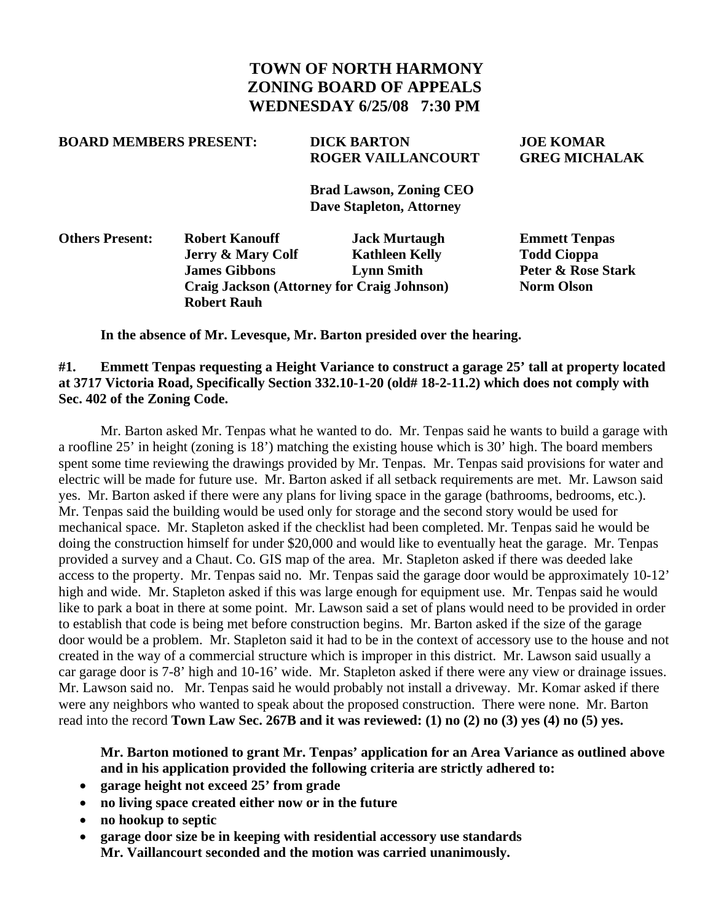# TOWN OF NORTH HARMONY
# ZONING BOARD OF APPEALS
# WEDNESDAY 6/25/08 7:30 PM

**BOARD MEMBERS PRESENT:** **DICK BARTON** **JOE KOMAR** **ROGER VAILLANCOURT** **GREG MICHALAK**

**Brad Lawson, Zoning CEO**
**Dave Stapleton, Attorney**

**Others Present:** **Robert Kanouff** **Jack Murtaugh** **Emmett Tenpas** **Jerry & Mary Colf** **Kathleen Kelly** **Todd Cioppa** **James Gibbons** **Lynn Smith** **Peter & Rose Stark** **Craig Jackson (Attorney for Craig Johnson)** **Norm Olson** **Robert Rauh**

**In the absence of Mr. Levesque, Mr. Barton presided over the hearing.**

**#1. Emmett Tenpas requesting a Height Variance to construct a garage 25' tall at property located at 3717 Victoria Road, Specifically Section 332.10-1-20 (old# 18-2-11.2) which does not comply with Sec. 402 of the Zoning Code.**

Mr. Barton asked Mr. Tenpas what he wanted to do. Mr. Tenpas said he wants to build a garage with a roofline 25' in height (zoning is 18') matching the existing house which is 30' high. The board members spent some time reviewing the drawings provided by Mr. Tenpas. Mr. Tenpas said provisions for water and electric will be made for future use. Mr. Barton asked if all setback requirements are met. Mr. Lawson said yes. Mr. Barton asked if there were any plans for living space in the garage (bathrooms, bedrooms, etc.). Mr. Tenpas said the building would be used only for storage and the second story would be used for mechanical space. Mr. Stapleton asked if the checklist had been completed. Mr. Tenpas said he would be doing the construction himself for under $20,000 and would like to eventually heat the garage. Mr. Tenpas provided a survey and a Chaut. Co. GIS map of the area. Mr. Stapleton asked if there was deeded lake access to the property. Mr. Tenpas said no. Mr. Tenpas said the garage door would be approximately 10-12' high and wide. Mr. Stapleton asked if this was large enough for equipment use. Mr. Tenpas said he would like to park a boat in there at some point. Mr. Lawson said a set of plans would need to be provided in order to establish that code is being met before construction begins. Mr. Barton asked if the size of the garage door would be a problem. Mr. Stapleton said it had to be in the context of accessory use to the house and not created in the way of a commercial structure which is improper in this district. Mr. Lawson said usually a car garage door is 7-8' high and 10-16' wide. Mr. Stapleton asked if there were any view or drainage issues. Mr. Lawson said no. Mr. Tenpas said he would probably not install a driveway. Mr. Komar asked if there were any neighbors who wanted to speak about the proposed construction. There were none. Mr. Barton read into the record **Town Law Sec. 267B and it was reviewed: (1) no (2) no (3) yes (4) no (5) yes.**

**Mr. Barton motioned to grant Mr. Tenpas' application for an Area Variance as outlined above and in his application provided the following criteria are strictly adhered to:**

- **garage height not exceed 25' from grade**
- **no living space created either now or in the future**
- **no hookup to septic**
- **garage door size be in keeping with residential accessory use standards**

**Mr. Vaillancourt seconded and the motion was carried unanimously.**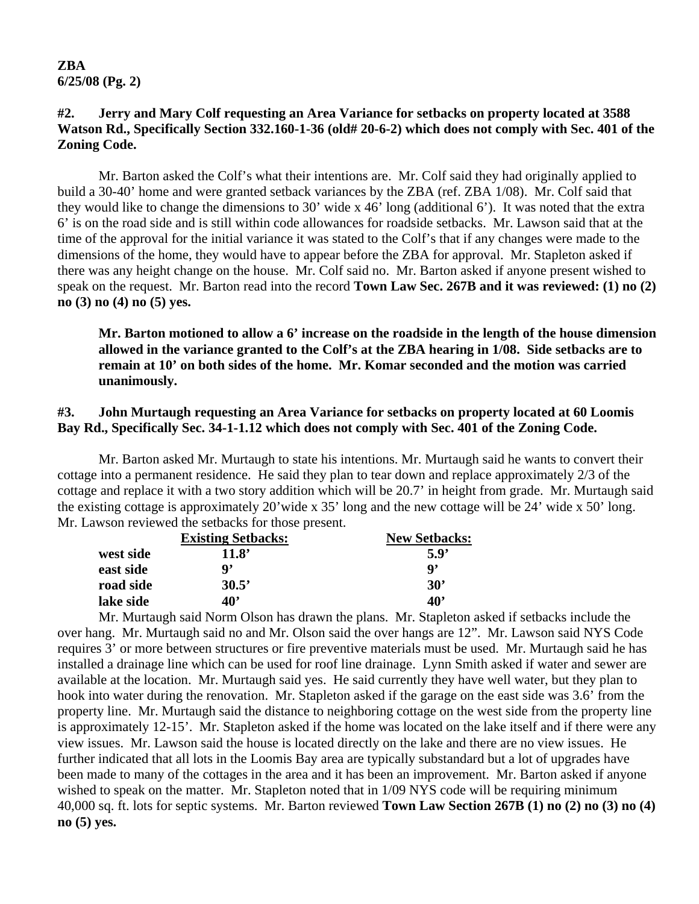**ZBA**
**6/25/08 (Pg. 2)**

**#2. Jerry and Mary Colf requesting an Area Variance for setbacks on property located at 3588 Watson Rd., Specifically Section 332.160-1-36 (old# 20-6-2) which does not comply with Sec. 401 of the Zoning Code.**

Mr. Barton asked the Colf's what their intentions are. Mr. Colf said they had originally applied to build a 30-40' home and were granted setback variances by the ZBA (ref. ZBA 1/08). Mr. Colf said that they would like to change the dimensions to 30' wide x 46' long (additional 6'). It was noted that the extra 6' is on the road side and is still within code allowances for roadside setbacks. Mr. Lawson said that at the time of the approval for the initial variance it was stated to the Colf's that if any changes were made to the dimensions of the home, they would have to appear before the ZBA for approval. Mr. Stapleton asked if there was any height change on the house. Mr. Colf said no. Mr. Barton asked if anyone present wished to speak on the request. Mr. Barton read into the record **Town Law Sec. 267B and it was reviewed: (1) no (2) no (3) no (4) no (5) yes.**

**Mr. Barton motioned to allow a 6' increase on the roadside in the length of the house dimension allowed in the variance granted to the Colf's at the ZBA hearing in 1/08. Side setbacks are to remain at 10' on both sides of the home. Mr. Komar seconded and the motion was carried unanimously.**

**#3. John Murtaugh requesting an Area Variance for setbacks on property located at 60 Loomis Bay Rd., Specifically Sec. 34-1-1.12 which does not comply with Sec. 401 of the Zoning Code.**

Mr. Barton asked Mr. Murtaugh to state his intentions. Mr. Murtaugh said he wants to convert their cottage into a permanent residence. He said they plan to tear down and replace approximately 2/3 of the cottage and replace it with a two story addition which will be 20.7' in height from grade. Mr. Murtaugh said the existing cottage is approximately 20'wide x 35' long and the new cottage will be 24' wide x 50' long. Mr. Lawson reviewed the setbacks for those present.

| | Existing Setbacks: | New Setbacks: |
|---|---|---|
| **west side** | **11.8'** | **5.9'** |
| **east side** | **9'** | **9'** |
| **road side** | **30.5'** | **30'** |
| **lake side** | **40'** | **40'** |

Mr. Murtaugh said Norm Olson has drawn the plans. Mr. Stapleton asked if setbacks include the over hang. Mr. Murtaugh said no and Mr. Olson said the over hangs are 12". Mr. Lawson said NYS Code requires 3' or more between structures or fire preventive materials must be used. Mr. Murtaugh said he has installed a drainage line which can be used for roof line drainage. Lynn Smith asked if water and sewer are available at the location. Mr. Murtaugh said yes. He said currently they have well water, but they plan to hook into water during the renovation. Mr. Stapleton asked if the garage on the east side was 3.6' from the property line. Mr. Murtaugh said the distance to neighboring cottage on the west side from the property line is approximately 12-15'. Mr. Stapleton asked if the home was located on the lake itself and if there were any view issues. Mr. Lawson said the house is located directly on the lake and there are no view issues. He further indicated that all lots in the Loomis Bay area are typically substandard but a lot of upgrades have been made to many of the cottages in the area and it has been an improvement. Mr. Barton asked if anyone wished to speak on the matter. Mr. Stapleton noted that in 1/09 NYS code will be requiring minimum 40,000 sq. ft. lots for septic systems. Mr. Barton reviewed **Town Law Section 267B (1) no (2) no (3) no (4) no (5) yes.**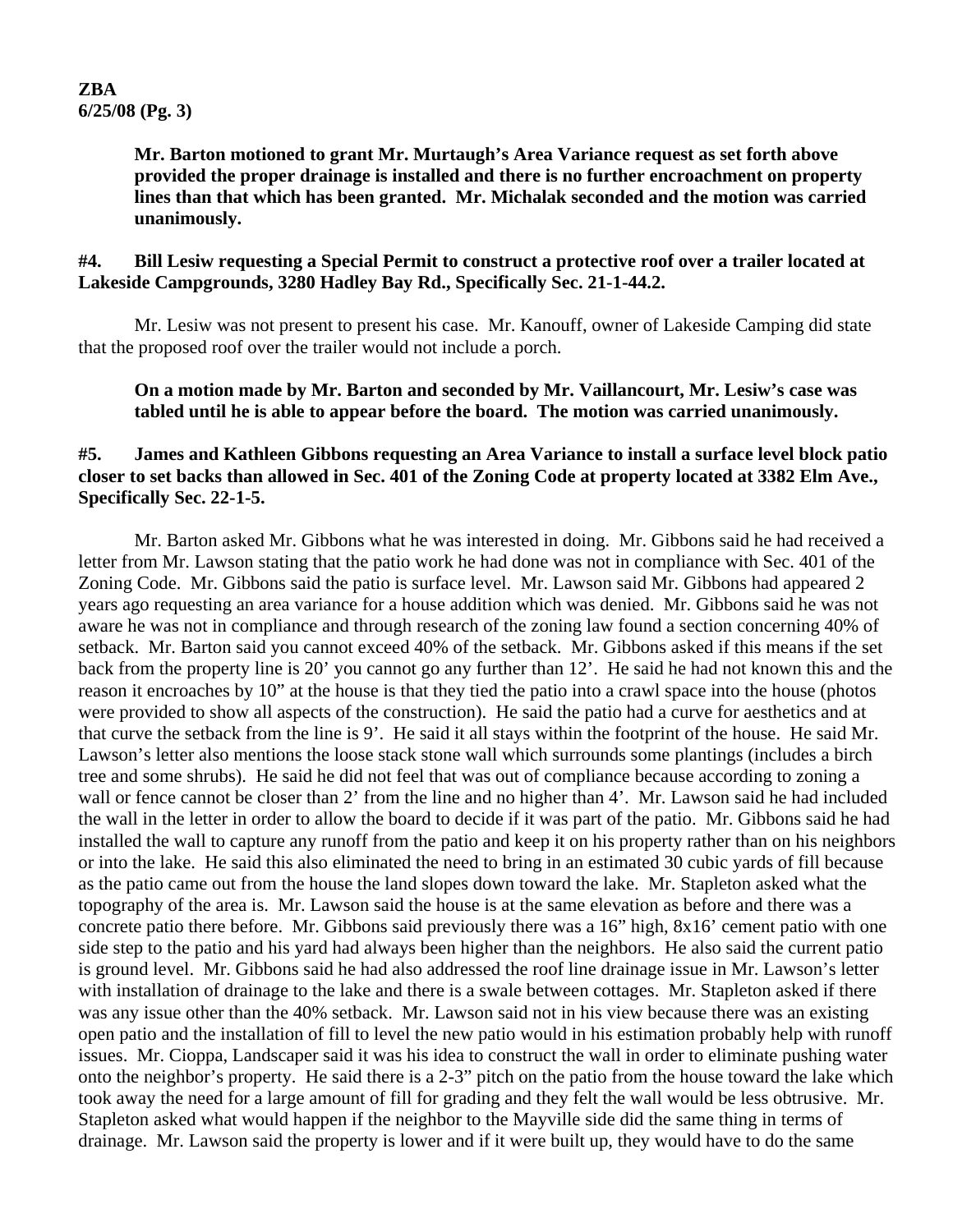**Mr. Barton motioned to grant Mr. Murtaugh's Area Variance request as set forth above provided the proper drainage is installed and there is no further encroachment on property lines than that which has been granted. Mr. Michalak seconded and the motion was carried unanimously.**

**#4. Bill Lesiw requesting a Special Permit to construct a protective roof over a trailer located at Lakeside Campgrounds, 3280 Hadley Bay Rd., Specifically Sec. 21-1-44.2.**

Mr. Lesiw was not present to present his case. Mr. Kanouff, owner of Lakeside Camping did state that the proposed roof over the trailer would not include a porch.

**On a motion made by Mr. Barton and seconded by Mr. Vaillancourt, Mr. Lesiw's case was tabled until he is able to appear before the board. The motion was carried unanimously.**

**#5. James and Kathleen Gibbons requesting an Area Variance to install a surface level block patio closer to set backs than allowed in Sec. 401 of the Zoning Code at property located at 3382 Elm Ave., Specifically Sec. 22-1-5.**

Mr. Barton asked Mr. Gibbons what he was interested in doing. Mr. Gibbons said he had received a letter from Mr. Lawson stating that the patio work he had done was not in compliance with Sec. 401 of the Zoning Code. Mr. Gibbons said the patio is surface level. Mr. Lawson said Mr. Gibbons had appeared 2 years ago requesting an area variance for a house addition which was denied. Mr. Gibbons said he was not aware he was not in compliance and through research of the zoning law found a section concerning 40% of setback. Mr. Barton said you cannot exceed 40% of the setback. Mr. Gibbons asked if this means if the set back from the property line is 20' you cannot go any further than 12'. He said he had not known this and the reason it encroaches by 10" at the house is that they tied the patio into a crawl space into the house (photos were provided to show all aspects of the construction). He said the patio had a curve for aesthetics and at that curve the setback from the line is 9'. He said it all stays within the footprint of the house. He said Mr. Lawson's letter also mentions the loose stack stone wall which surrounds some plantings (includes a birch tree and some shrubs). He said he did not feel that was out of compliance because according to zoning a wall or fence cannot be closer than 2' from the line and no higher than 4'. Mr. Lawson said he had included the wall in the letter in order to allow the board to decide if it was part of the patio. Mr. Gibbons said he had installed the wall to capture any runoff from the patio and keep it on his property rather than on his neighbors or into the lake. He said this also eliminated the need to bring in an estimated 30 cubic yards of fill because as the patio came out from the house the land slopes down toward the lake. Mr. Stapleton asked what the topography of the area is. Mr. Lawson said the house is at the same elevation as before and there was a concrete patio there before. Mr. Gibbons said previously there was a 16" high, 8x16' cement patio with one side step to the patio and his yard had always been higher than the neighbors. He also said the current patio is ground level. Mr. Gibbons said he had also addressed the roof line drainage issue in Mr. Lawson's letter with installation of drainage to the lake and there is a swale between cottages. Mr. Stapleton asked if there was any issue other than the 40% setback. Mr. Lawson said not in his view because there was an existing open patio and the installation of fill to level the new patio would in his estimation probably help with runoff issues. Mr. Cioppa, Landscaper said it was his idea to construct the wall in order to eliminate pushing water onto the neighbor's property. He said there is a 2-3" pitch on the patio from the house toward the lake which took away the need for a large amount of fill for grading and they felt the wall would be less obtrusive. Mr. Stapleton asked what would happen if the neighbor to the Mayville side did the same thing in terms of drainage. Mr. Lawson said the property is lower and if it were built up, they would have to do the same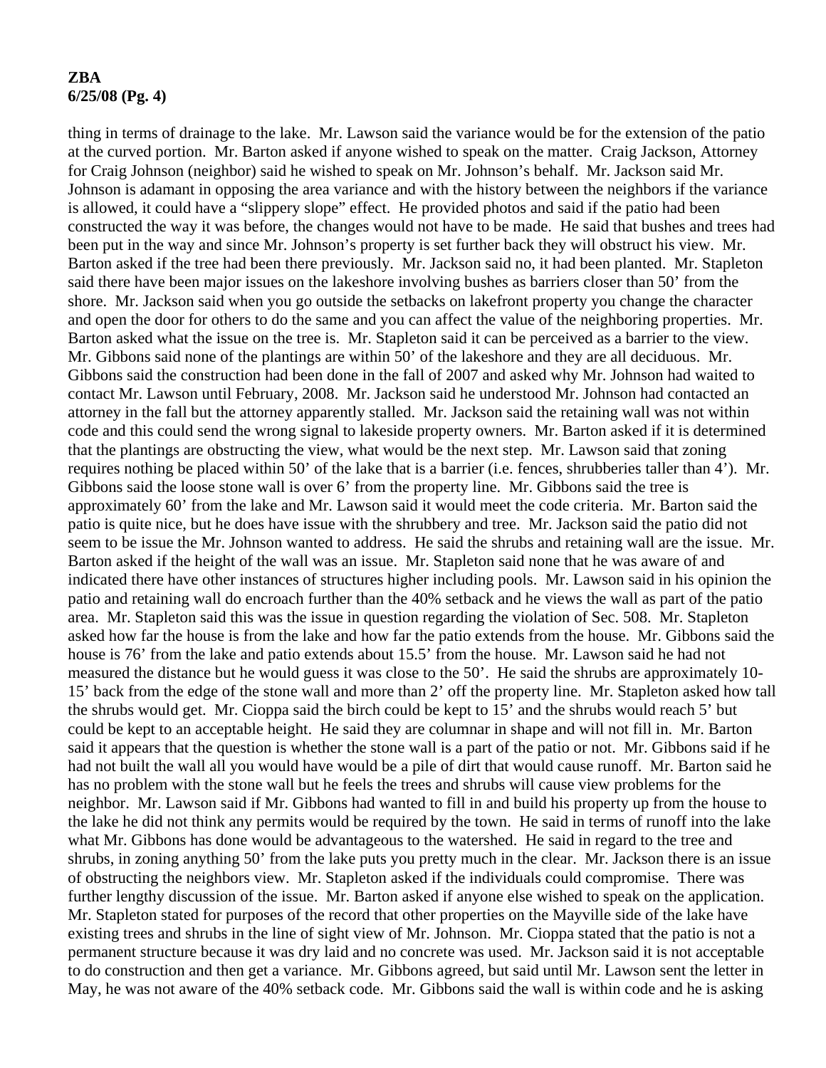thing in terms of drainage to the lake. Mr. Lawson said the variance would be for the extension of the patio at the curved portion. Mr. Barton asked if anyone wished to speak on the matter. Craig Jackson, Attorney for Craig Johnson (neighbor) said he wished to speak on Mr. Johnson's behalf. Mr. Jackson said Mr. Johnson is adamant in opposing the area variance and with the history between the neighbors if the variance is allowed, it could have a "slippery slope" effect. He provided photos and said if the patio had been constructed the way it was before, the changes would not have to be made. He said that bushes and trees had been put in the way and since Mr. Johnson's property is set further back they will obstruct his view. Mr. Barton asked if the tree had been there previously. Mr. Jackson said no, it had been planted. Mr. Stapleton said there have been major issues on the lakeshore involving bushes as barriers closer than 50' from the shore. Mr. Jackson said when you go outside the setbacks on lakefront property you change the character and open the door for others to do the same and you can affect the value of the neighboring properties. Mr. Barton asked what the issue on the tree is. Mr. Stapleton said it can be perceived as a barrier to the view. Mr. Gibbons said none of the plantings are within 50' of the lakeshore and they are all deciduous. Mr. Gibbons said the construction had been done in the fall of 2007 and asked why Mr. Johnson had waited to contact Mr. Lawson until February, 2008. Mr. Jackson said he understood Mr. Johnson had contacted an attorney in the fall but the attorney apparently stalled. Mr. Jackson said the retaining wall was not within code and this could send the wrong signal to lakeside property owners. Mr. Barton asked if it is determined that the plantings are obstructing the view, what would be the next step. Mr. Lawson said that zoning requires nothing be placed within 50' of the lake that is a barrier (i.e. fences, shrubberies taller than 4'). Mr. Gibbons said the loose stone wall is over 6' from the property line. Mr. Gibbons said the tree is approximately 60' from the lake and Mr. Lawson said it would meet the code criteria. Mr. Barton said the patio is quite nice, but he does have issue with the shrubbery and tree. Mr. Jackson said the patio did not seem to be issue the Mr. Johnson wanted to address. He said the shrubs and retaining wall are the issue. Mr. Barton asked if the height of the wall was an issue. Mr. Stapleton said none that he was aware of and indicated there have other instances of structures higher including pools. Mr. Lawson said in his opinion the patio and retaining wall do encroach further than the 40% setback and he views the wall as part of the patio area. Mr. Stapleton said this was the issue in question regarding the violation of Sec. 508. Mr. Stapleton asked how far the house is from the lake and how far the patio extends from the house. Mr. Gibbons said the house is 76' from the lake and patio extends about 15.5' from the house. Mr. Lawson said he had not measured the distance but he would guess it was close to the 50'. He said the shrubs are approximately 10-15' back from the edge of the stone wall and more than 2' off the property line. Mr. Stapleton asked how tall the shrubs would get. Mr. Cioppa said the birch could be kept to 15' and the shrubs would reach 5' but could be kept to an acceptable height. He said they are columnar in shape and will not fill in. Mr. Barton said it appears that the question is whether the stone wall is a part of the patio or not. Mr. Gibbons said if he had not built the wall all you would have would be a pile of dirt that would cause runoff. Mr. Barton said he has no problem with the stone wall but he feels the trees and shrubs will cause view problems for the neighbor. Mr. Lawson said if Mr. Gibbons had wanted to fill in and build his property up from the house to the lake he did not think any permits would be required by the town. He said in terms of runoff into the lake what Mr. Gibbons has done would be advantageous to the watershed. He said in regard to the tree and shrubs, in zoning anything 50' from the lake puts you pretty much in the clear. Mr. Jackson there is an issue of obstructing the neighbors view. Mr. Stapleton asked if the individuals could compromise. There was further lengthy discussion of the issue. Mr. Barton asked if anyone else wished to speak on the application. Mr. Stapleton stated for purposes of the record that other properties on the Mayville side of the lake have existing trees and shrubs in the line of sight view of Mr. Johnson. Mr. Cioppa stated that the patio is not a permanent structure because it was dry laid and no concrete was used. Mr. Jackson said it is not acceptable to do construction and then get a variance. Mr. Gibbons agreed, but said until Mr. Lawson sent the letter in May, he was not aware of the 40% setback code. Mr. Gibbons said the wall is within code and he is asking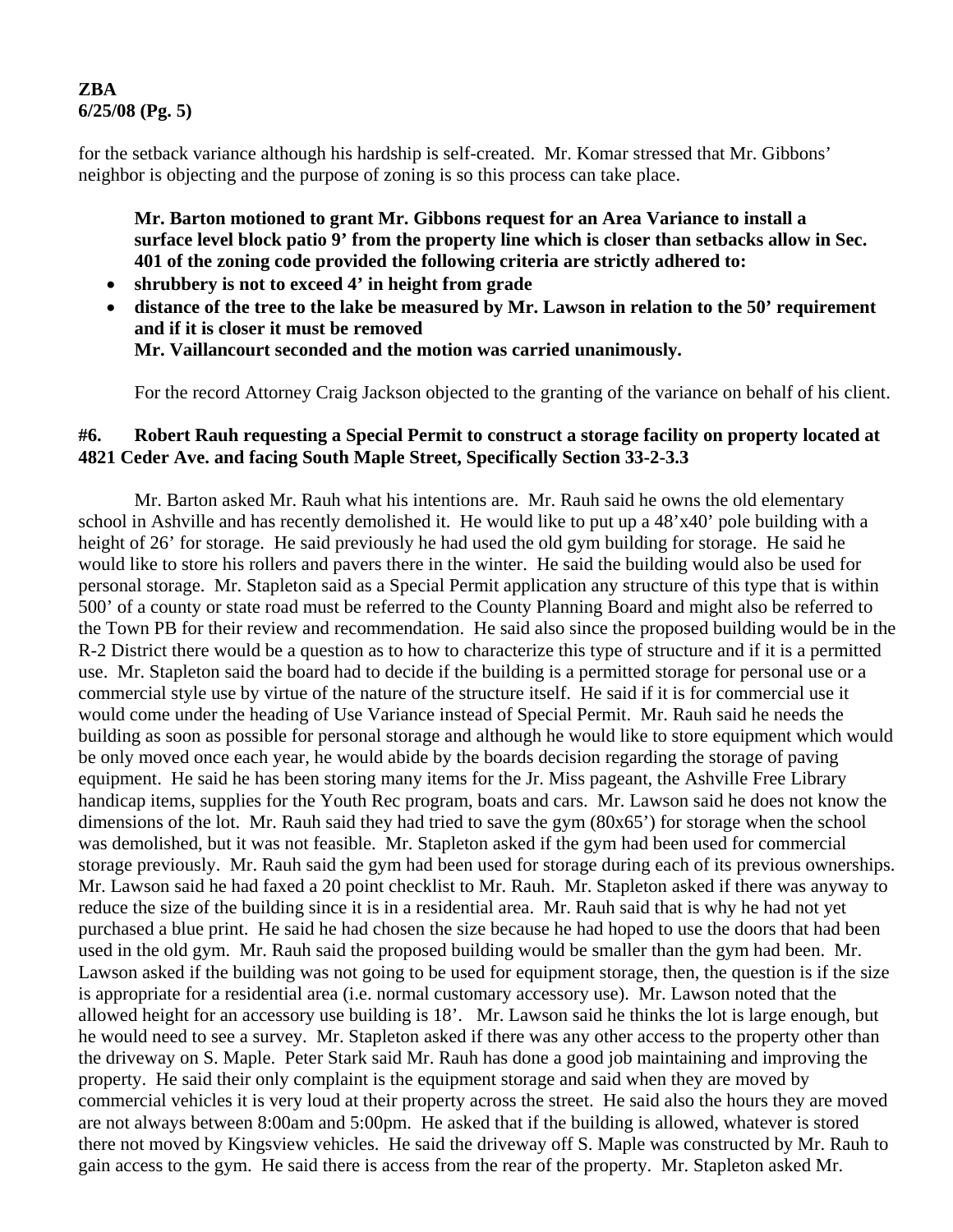for the setback variance although his hardship is self-created. Mr. Komar stressed that Mr. Gibbons' neighbor is objecting and the purpose of zoning is so this process can take place.

**Mr. Barton motioned to grant Mr. Gibbons request for an Area Variance to install a surface level block patio 9' from the property line which is closer than setbacks allow in Sec. 401 of the zoning code provided the following criteria are strictly adhered to:**

- **shrubbery is not to exceed 4' in height from grade**
- **distance of the tree to the lake be measured by Mr. Lawson in relation to the 50' requirement and if it is closer it must be removed**

**Mr. Vaillancourt seconded and the motion was carried unanimously.**

For the record Attorney Craig Jackson objected to the granting of the variance on behalf of his client.

**#6. Robert Rauh requesting a Special Permit to construct a storage facility on property located at 4821 Ceder Ave. and facing South Maple Street, Specifically Section 33-2-3.3**

Mr. Barton asked Mr. Rauh what his intentions are. Mr. Rauh said he owns the old elementary school in Ashville and has recently demolished it. He would like to put up a 48'x40' pole building with a height of 26' for storage. He said previously he had used the old gym building for storage. He said he would like to store his rollers and pavers there in the winter. He said the building would also be used for personal storage. Mr. Stapleton said as a Special Permit application any structure of this type that is within 500' of a county or state road must be referred to the County Planning Board and might also be referred to the Town PB for their review and recommendation. He said also since the proposed building would be in the R-2 District there would be a question as to how to characterize this type of structure and if it is a permitted use. Mr. Stapleton said the board had to decide if the building is a permitted storage for personal use or a commercial style use by virtue of the nature of the structure itself. He said if it is for commercial use it would come under the heading of Use Variance instead of Special Permit. Mr. Rauh said he needs the building as soon as possible for personal storage and although he would like to store equipment which would be only moved once each year, he would abide by the boards decision regarding the storage of paving equipment. He said he has been storing many items for the Jr. Miss pageant, the Ashville Free Library handicap items, supplies for the Youth Rec program, boats and cars. Mr. Lawson said he does not know the dimensions of the lot. Mr. Rauh said they had tried to save the gym (80x65') for storage when the school was demolished, but it was not feasible. Mr. Stapleton asked if the gym had been used for commercial storage previously. Mr. Rauh said the gym had been used for storage during each of its previous ownerships. Mr. Lawson said he had faxed a 20 point checklist to Mr. Rauh. Mr. Stapleton asked if there was anyway to reduce the size of the building since it is in a residential area. Mr. Rauh said that is why he had not yet purchased a blue print. He said he had chosen the size because he had hoped to use the doors that had been used in the old gym. Mr. Rauh said the proposed building would be smaller than the gym had been. Mr. Lawson asked if the building was not going to be used for equipment storage, then, the question is if the size is appropriate for a residential area (i.e. normal customary accessory use). Mr. Lawson noted that the allowed height for an accessory use building is 18'. Mr. Lawson said he thinks the lot is large enough, but he would need to see a survey. Mr. Stapleton asked if there was any other access to the property other than the driveway on S. Maple. Peter Stark said Mr. Rauh has done a good job maintaining and improving the property. He said their only complaint is the equipment storage and said when they are moved by commercial vehicles it is very loud at their property across the street. He said also the hours they are moved are not always between 8:00am and 5:00pm. He asked that if the building is allowed, whatever is stored there not moved by Kingsview vehicles. He said the driveway off S. Maple was constructed by Mr. Rauh to gain access to the gym. He said there is access from the rear of the property. Mr. Stapleton asked Mr.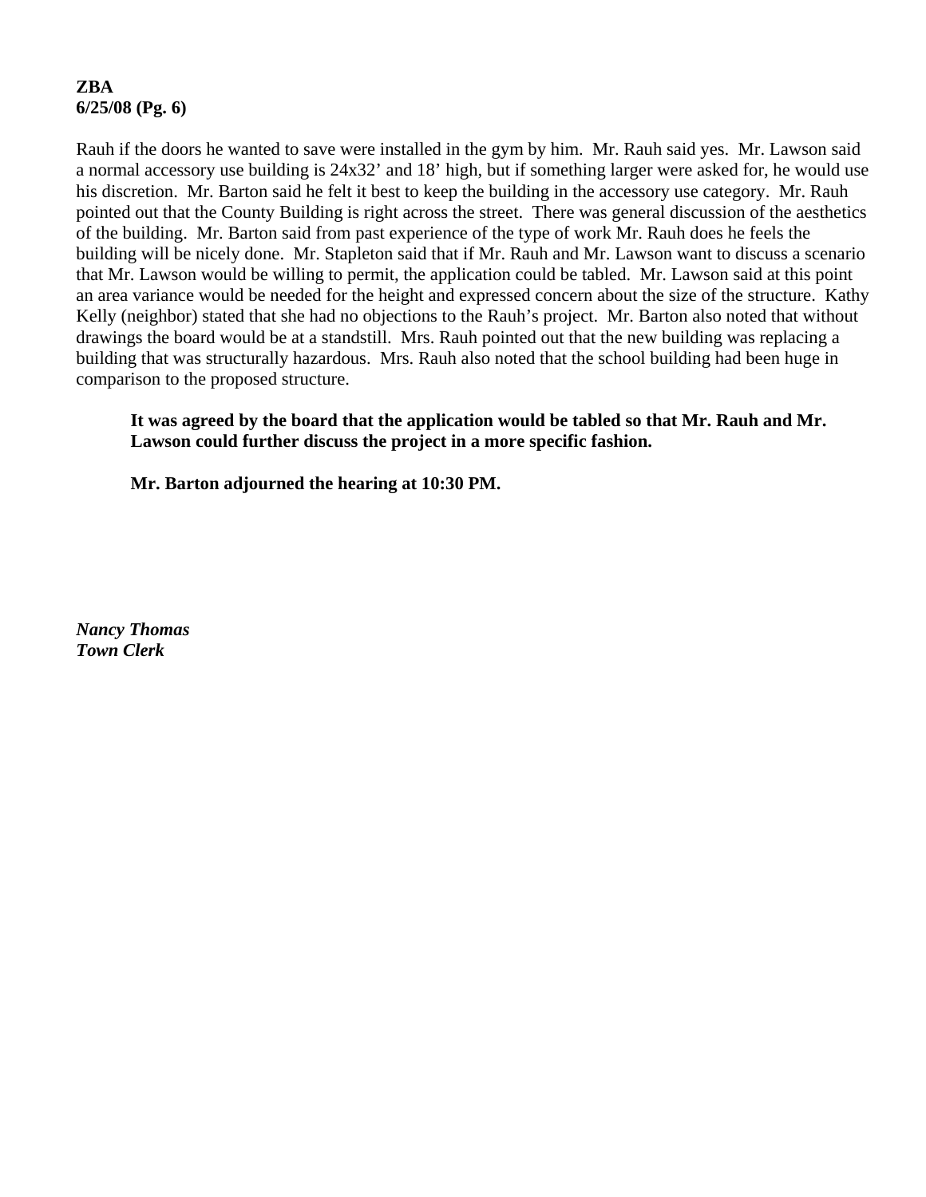Rauh if the doors he wanted to save were installed in the gym by him. Mr. Rauh said yes. Mr. Lawson said a normal accessory use building is 24x32' and 18' high, but if something larger were asked for, he would use his discretion. Mr. Barton said he felt it best to keep the building in the accessory use category. Mr. Rauh pointed out that the County Building is right across the street. There was general discussion of the aesthetics of the building. Mr. Barton said from past experience of the type of work Mr. Rauh does he feels the building will be nicely done. Mr. Stapleton said that if Mr. Rauh and Mr. Lawson want to discuss a scenario that Mr. Lawson would be willing to permit, the application could be tabled. Mr. Lawson said at this point an area variance would be needed for the height and expressed concern about the size of the structure. Kathy Kelly (neighbor) stated that she had no objections to the Rauh's project. Mr. Barton also noted that without drawings the board would be at a standstill. Mrs. Rauh pointed out that the new building was replacing a building that was structurally hazardous. Mrs. Rauh also noted that the school building had been huge in comparison to the proposed structure.

**It was agreed by the board that the application would be tabled so that Mr. Rauh and Mr. Lawson could further discuss the project in a more specific fashion.**

**Mr. Barton adjourned the hearing at 10:30 PM.**

***Nancy Thomas***
***Town Clerk***